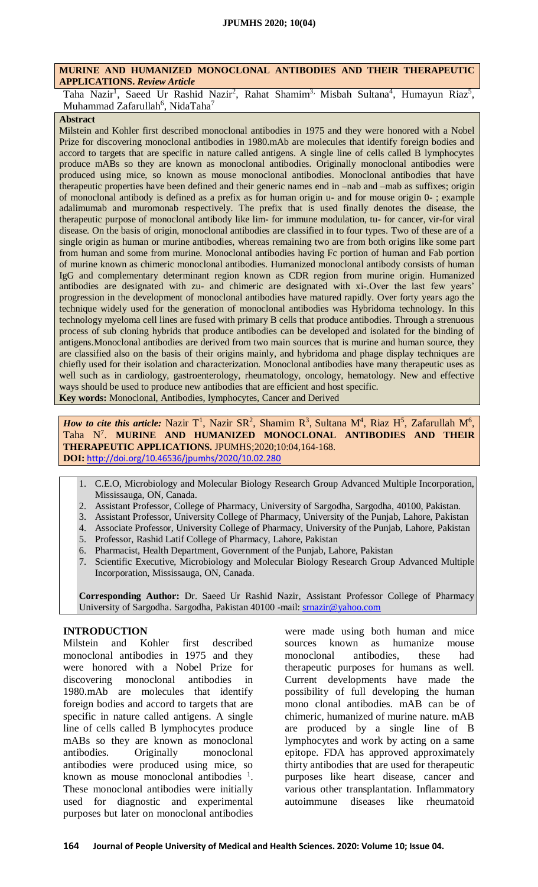**MURINE AND HUMANIZED MONOCLONAL ANTIBODIES AND THEIR THERAPEUTIC APPLICATIONS.** ***Review Article***

Taha Nazir[1], Saeed Ur Rashid Nazir[2], Rahat Shamim[3,] Misbah Sultana[4], Humayun Riaz[5], Muhammad Zafarullah[6], NidaTaha[7]

**Abstract**

Milstein and Kohler first described monoclonal antibodies in 1975 and they were honored with a Nobel Prize for discovering monoclonal antibodies in 1980.mAb are molecules that identify foreign bodies and accord to targets that are specific in nature called antigens. A single line of cells called B lymphocytes produce mABs so they are known as monoclonal antibodies. Originally monoclonal antibodies were produced using mice, so known as mouse monoclonal antibodies. Monoclonal antibodies that have therapeutic properties have been defined and their generic names end in –nab and –mab as suffixes; origin of monoclonal antibody is defined as a prefix as for human origin u- and for mouse origin 0- ; example adalimumab and muromonab respectively. The prefix that is used finally denotes the disease, the therapeutic purpose of monoclonal antibody like lim- for immune modulation, tu- for cancer, vir-for viral disease. On the basis of origin, monoclonal antibodies are classified in to four types. Two of these are of a single origin as human or murine antibodies, whereas remaining two are from both origins like some part from human and some from murine. Monoclonal antibodies having Fc portion of human and Fab portion of murine known as chimeric monoclonal antibodies. Humanized monoclonal antibody consists of human IgG and complementary determinant region known as CDR region from murine origin. Humanized antibodies are designated with zu- and chimeric are designated with xi-.Over the last few years' progression in the development of monoclonal antibodies have matured rapidly. Over forty years ago the technique widely used for the generation of monoclonal antibodies was Hybridoma technology. In this technology myeloma cell lines are fused with primary B cells that produce antibodies. Through a strenuous process of sub cloning hybrids that produce antibodies can be developed and isolated for the binding of antigens.Monoclonal antibodies are derived from two main sources that is murine and human source, they are classified also on the basis of their origins mainly, and hybridoma and phage display techniques are chiefly used for their isolation and characterization. Monoclonal antibodies have many therapeutic uses as well such as in cardiology, gastroenterology, rheumatology, oncology, hematology. New and effective ways should be used to produce new antibodies that are efficient and host specific.

**Key words:** Monoclonal, Antibodies, lymphocytes, Cancer and Derived

***How to cite this article:*** Nazir T[1], Nazir SR[2], Shamim R[3], Sultana M[4], Riaz H[5], Zafarullah M[6], Taha N[7]. **MURINE AND HUMANIZED MONOCLONAL ANTIBODIES AND THEIR THERAPEUTIC APPLICATIONS.** JPUMHS;2020;10:04,164-168.
**DOI:** http://doi.org/10.46536/jpumhs/2020/10.02.280

1. C.E.O, Microbiology and Molecular Biology Research Group Advanced Multiple Incorporation, Mississauga, ON, Canada.
2. Assistant Professor, College of Pharmacy, University of Sargodha, Sargodha, 40100, Pakistan.
3. Assistant Professor, University College of Pharmacy, University of the Punjab, Lahore, Pakistan
4. Associate Professor, University College of Pharmacy, University of the Punjab, Lahore, Pakistan
5. Professor, Rashid Latif College of Pharmacy, Lahore, Pakistan
6. Pharmacist, Health Department, Government of the Punjab, Lahore, Pakistan
7. Scientific Executive, Microbiology and Molecular Biology Research Group Advanced Multiple Incorporation, Mississauga, ON, Canada.

**Corresponding Author:** Dr. Saeed Ur Rashid Nazir, Assistant Professor College of Pharmacy University of Sargodha. Sargodha, Pakistan 40100 -mail: srnazir@yahoo.com

## INTRODUCTION

Milstein and Kohler first described monoclonal antibodies in 1975 and they were honored with a Nobel Prize for discovering monoclonal antibodies in 1980.mAb are molecules that identify foreign bodies and accord to targets that are specific in nature called antigens. A single line of cells called B lymphocytes produce mABs so they are known as monoclonal antibodies. Originally monoclonal antibodies were produced using mice, so known as mouse monoclonal antibodies [1]. These monoclonal antibodies were initially used for diagnostic and experimental purposes but later on monoclonal antibodies were made using both human and mice sources known as humanize mouse monoclonal antibodies, these had therapeutic purposes for humans as well. Current developments have made the possibility of full developing the human mono clonal antibodies. mAB can be of chimeric, humanized of murine nature. mAB are produced by a single line of B lymphocytes and work by acting on a same epitope. FDA has approved approximately thirty antibodies that are used for therapeutic purposes like heart disease, cancer and various other transplantation. Inflammatory autoimmune diseases like rheumatoid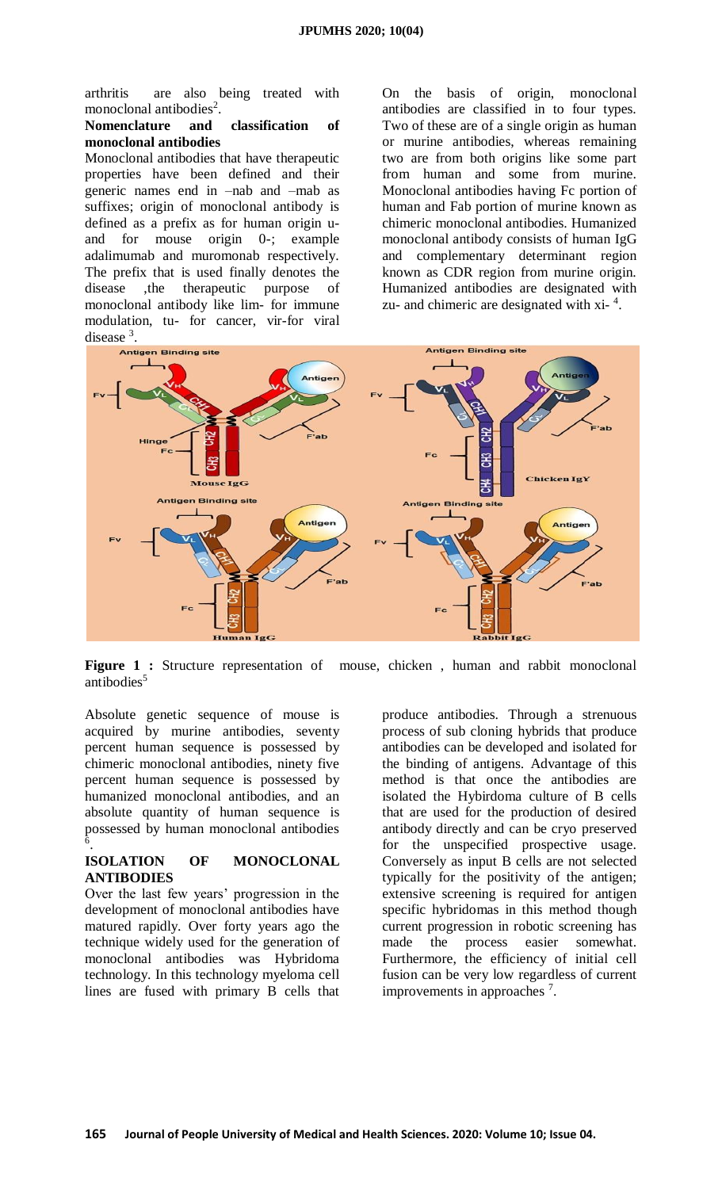arthritis are also being treated with monoclonal antibodies[2].

**Nomenclature and classification of monoclonal antibodies**

Monoclonal antibodies that have therapeutic properties have been defined and their generic names end in –nab and –mab as suffixes; origin of monoclonal antibody is defined as a prefix as for human origin u- and for mouse origin 0-; example adalimumab and muromonab respectively. The prefix that is used finally denotes the disease ,the therapeutic purpose of monoclonal antibody like lim- for immune modulation, tu- for cancer, vir-for viral disease [3].

On the basis of origin, monoclonal antibodies are classified in to four types. Two of these are of a single origin as human or murine antibodies, whereas remaining two are from both origins like some part from human and some from murine. Monoclonal antibodies having Fc portion of human and Fab portion of murine known as chimeric monoclonal antibodies. Humanized monoclonal antibody consists of human IgG and complementary determinant region known as CDR region from murine origin. Humanized antibodies are designated with zu- and chimeric are designated with xi- [4].

**Figure 1 :** Structure representation of mouse, chicken , human and rabbit monoclonal antibodies[5]

Absolute genetic sequence of mouse is acquired by murine antibodies, seventy percent human sequence is possessed by chimeric monoclonal antibodies, ninety five percent human sequence is possessed by humanized monoclonal antibodies, and an absolute quantity of human sequence is possessed by human monoclonal antibodies [6].

## ISOLATION OF MONOCLONAL ANTIBODIES

Over the last few years' progression in the development of monoclonal antibodies have matured rapidly. Over forty years ago the technique widely used for the generation of monoclonal antibodies was Hybridoma technology. In this technology myeloma cell lines are fused with primary B cells that produce antibodies. Through a strenuous process of sub cloning hybrids that produce antibodies can be developed and isolated for the binding of antigens. Advantage of this method is that once the antibodies are isolated the Hybirdoma culture of B cells that are used for the production of desired antibody directly and can be cryo preserved for the unspecified prospective usage. Conversely as input B cells are not selected typically for the positivity of the antigen; extensive screening is required for antigen specific hybridomas in this method though current progression in robotic screening has made the process easier somewhat. Furthermore, the efficiency of initial cell fusion can be very low regardless of current improvements in approaches [7].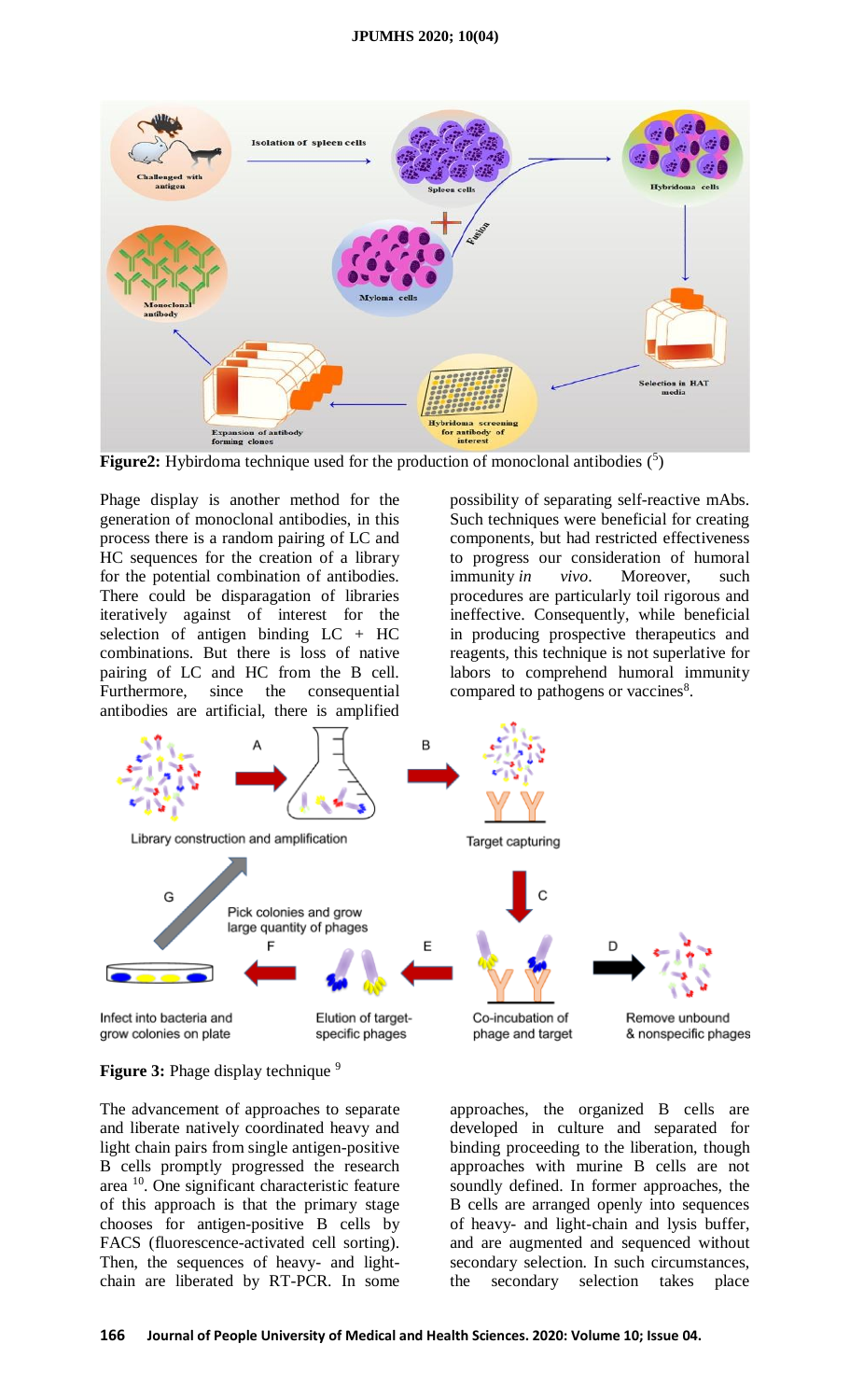**Figure2:** Hybirdoma technique used for the production of monoclonal antibodies ([5])

Phage display is another method for the generation of monoclonal antibodies, in this process there is a random pairing of LC and HC sequences for the creation of a library for the potential combination of antibodies. There could be disparagation of libraries iteratively against of interest for the selection of antigen binding LC + HC combinations. But there is loss of native pairing of LC and HC from the B cell. Furthermore, since the consequential antibodies are artificial, there is amplified possibility of separating self-reactive mAbs. Such techniques were beneficial for creating components, but had restricted effectiveness to progress our consideration of humoral immunity *in vivo*. Moreover, such procedures are particularly toil rigorous and ineffective. Consequently, while beneficial in producing prospective therapeutics and reagents, this technique is not superlative for labors to comprehend humoral immunity compared to pathogens or vaccines[8].

**Figure 3:** Phage display technique [9]

The advancement of approaches to separate and liberate natively coordinated heavy and light chain pairs from single antigen-positive B cells promptly progressed the research area [10]. One significant characteristic feature of this approach is that the primary stage chooses for antigen-positive B cells by FACS (fluorescence-activated cell sorting). Then, the sequences of heavy- and light-chain are liberated by RT-PCR. In some approaches, the organized B cells are developed in culture and separated for binding proceeding to the liberation, though approaches with murine B cells are not soundly defined. In former approaches, the B cells are arranged openly into sequences of heavy- and light-chain and lysis buffer, and are augmented and sequenced without secondary selection. In such circumstances, the secondary selection takes place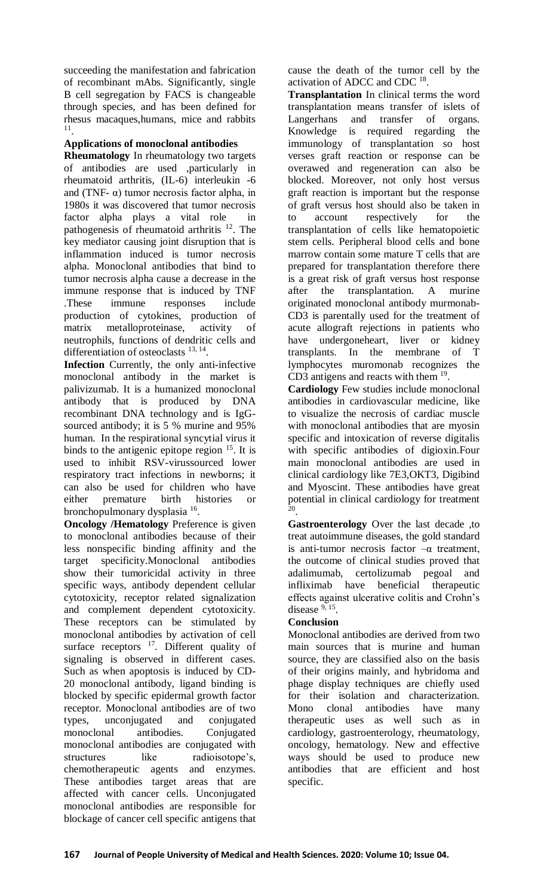succeeding the manifestation and fabrication of recombinant mAbs. Significantly, single B cell segregation by FACS is changeable through species, and has been defined for rhesus macaques,humans, mice and rabbits [11].

**Applications of monoclonal antibodies**

**Rheumatology** In rheumatology two targets of antibodies are used ,particularly in rheumatoid arthritis, (IL-6) interleukin -6 and (TNF- α) tumor necrosis factor alpha, in 1980s it was discovered that tumor necrosis factor alpha plays a vital role in pathogenesis of rheumatoid arthritis [12]. The key mediator causing joint disruption that is inflammation induced is tumor necrosis alpha. Monoclonal antibodies that bind to tumor necrosis alpha cause a decrease in the immune response that is induced by TNF .These immune responses include production of cytokines, production of matrix metalloproteinase, activity of neutrophils, functions of dendritic cells and differentiation of osteoclasts [13, 14].

**Infection** Currently, the only anti-infective monoclonal antibody in the market is palivizumab. It is a humanized monoclonal antibody that is produced by DNA recombinant DNA technology and is IgG-sourced antibody; it is 5 % murine and 95% human. In the respirational syncytial virus it binds to the antigenic epitope region [15]. It is used to inhibit RSV-virussourced lower respiratory tract infections in newborns; it can also be used for children who have either premature birth histories or bronchopulmonary dysplasia [16].

**Oncology /Hematology** Preference is given to monoclonal antibodies because of their less nonspecific binding affinity and the target specificity.Monoclonal antibodies show their tumoricidal activity in three specific ways, antibody dependent cellular cytotoxicity, receptor related signalization and complement dependent cytotoxicity. These receptors can be stimulated by monoclonal antibodies by activation of cell surface receptors [17]. Different quality of signaling is observed in different cases. Such as when apoptosis is induced by CD-20 monoclonal antibody, ligand binding is blocked by specific epidermal growth factor receptor. Monoclonal antibodies are of two types, unconjugated and conjugated monoclonal antibodies. Conjugated monoclonal antibodies are conjugated with structures like radioisotope's, chemotherapeutic agents and enzymes. These antibodies target areas that are affected with cancer cells. Unconjugated monoclonal antibodies are responsible for blockage of cancer cell specific antigens that cause the death of the tumor cell by the activation of ADCC and CDC [18].

**Transplantation** In clinical terms the word transplantation means transfer of islets of Langerhans and transfer of organs. Knowledge is required regarding the immunology of transplantation so host verses graft reaction or response can be overawed and regeneration can also be blocked. Moreover, not only host versus graft reaction is important but the response of graft versus host should also be taken in to account respectively for the transplantation of cells like hematopoietic stem cells. Peripheral blood cells and bone marrow contain some mature T cells that are prepared for transplantation therefore there is a great risk of graft versus host response after the transplantation. A murine originated monoclonal antibody murmonab-CD3 is parentally used for the treatment of acute allograft rejections in patients who have undergoneheart, liver or kidney transplants. In the membrane of T lymphocytes muromonab recognizes the CD3 antigens and reacts with them [19].

**Cardiology** Few studies include monoclonal antibodies in cardiovascular medicine, like to visualize the necrosis of cardiac muscle with monoclonal antibodies that are myosin specific and intoxication of reverse digitalis with specific antibodies of digioxin.Four main monoclonal antibodies are used in clinical cardiology like 7E3,OKT3, Digibind and Myoscint. These antibodies have great potential in clinical cardiology for treatment [20].

**Gastroenterology** Over the last decade ,to treat autoimmune diseases, the gold standard is anti-tumor necrosis factor –α treatment, the outcome of clinical studies proved that adalimumab, certolizumab pegoal and infliximab have beneficial therapeutic effects against ulcerative colitis and Crohn's disease [9, 15].

**Conclusion**

Monoclonal antibodies are derived from two main sources that is murine and human source, they are classified also on the basis of their origins mainly, and hybridoma and phage display techniques are chiefly used for their isolation and characterization. Mono clonal antibodies have many therapeutic uses as well such as in cardiology, gastroenterology, rheumatology, oncology, hematology. New and effective ways should be used to produce new antibodies that are efficient and host specific.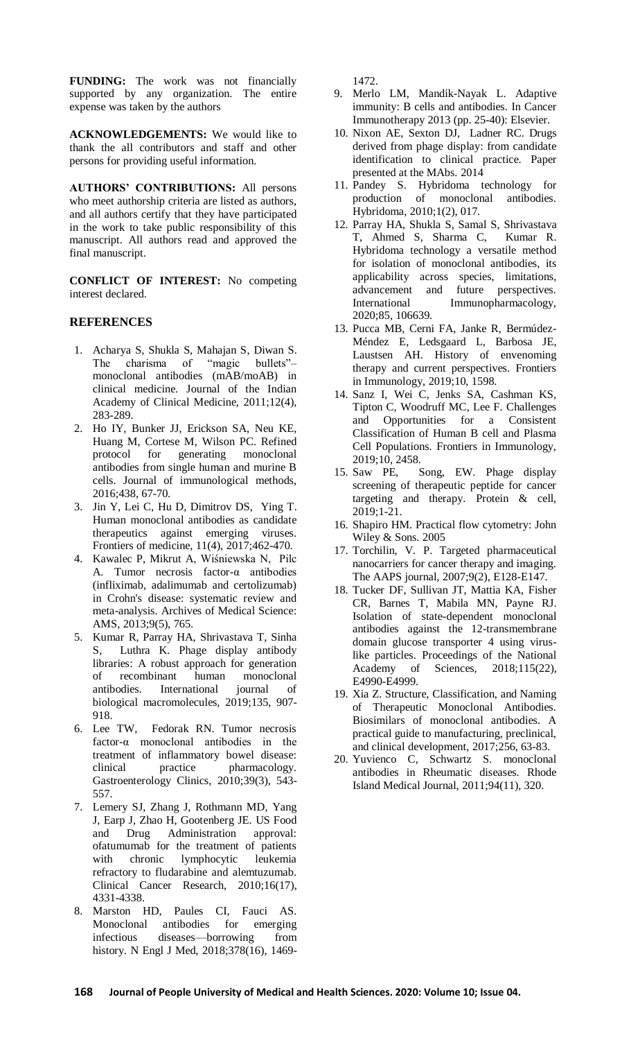**FUNDING:** The work was not financially supported by any organization. The entire expense was taken by the authors

**ACKNOWLEDGEMENTS:** We would like to thank the all contributors and staff and other persons for providing useful information.

**AUTHORS' CONTRIBUTIONS:** All persons who meet authorship criteria are listed as authors, and all authors certify that they have participated in the work to take public responsibility of this manuscript. All authors read and approved the final manuscript.

**CONFLICT OF INTEREST:** No competing interest declared.

## REFERENCES

1. Acharya S, Shukla S, Mahajan S, Diwan S. The charisma of "magic bullets"–monoclonal antibodies (mAB/moAB) in clinical medicine. Journal of the Indian Academy of Clinical Medicine, 2011;12(4), 283-289.
2. Ho IY, Bunker JJ, Erickson SA, Neu KE, Huang M, Cortese M, Wilson PC. Refined protocol for generating monoclonal antibodies from single human and murine B cells. Journal of immunological methods, 2016;438, 67-70.
3. Jin Y, Lei C, Hu D, Dimitrov DS, Ying T. Human monoclonal antibodies as candidate therapeutics against emerging viruses. Frontiers of medicine, 11(4), 2017;462-470.
4. Kawalec P, Mikrut A, Wiśniewska N, Pilc A. Tumor necrosis factor-α antibodies (infliximab, adalimumab and certolizumab) in Crohn's disease: systematic review and meta-analysis. Archives of Medical Science: AMS, 2013;9(5), 765.
5. Kumar R, Parray HA, Shrivastava T, Sinha S, Luthra K. Phage display antibody libraries: A robust approach for generation of recombinant human monoclonal antibodies. International journal of biological macromolecules, 2019;135, 907-918.
6. Lee TW, Fedorak RN. Tumor necrosis factor-α monoclonal antibodies in the treatment of inflammatory bowel disease: clinical practice pharmacology. Gastroenterology Clinics, 2010;39(3), 543-557.
7. Lemery SJ, Zhang J, Rothmann MD, Yang J, Earp J, Zhao H, Gootenberg JE. US Food and Drug Administration approval: ofatumumab for the treatment of patients with chronic lymphocytic leukemia refractory to fludarabine and alemtuzumab. Clinical Cancer Research, 2010;16(17), 4331-4338.
8. Marston HD, Paules CI, Fauci AS. Monoclonal antibodies for emerging infectious diseases—borrowing from history. N Engl J Med, 2018;378(16), 1469-1472.
9. Merlo LM, Mandik-Nayak L. Adaptive immunity: B cells and antibodies. In Cancer Immunotherapy 2013 (pp. 25-40): Elsevier.
10. Nixon AE, Sexton DJ, Ladner RC. Drugs derived from phage display: from candidate identification to clinical practice. Paper presented at the MAbs. 2014
11. Pandey S. Hybridoma technology for production of monoclonal antibodies. Hybridoma, 2010;1(2), 017.
12. Parray HA, Shukla S, Samal S, Shrivastava T, Ahmed S, Sharma C, Kumar R. Hybridoma technology a versatile method for isolation of monoclonal antibodies, its applicability across species, limitations, advancement and future perspectives. International Immunopharmacology, 2020;85, 106639.
13. Pucca MB, Cerni FA, Janke R, Bermúdez-Méndez E, Ledsgaard L, Barbosa JE, Laustsen AH. History of envenoming therapy and current perspectives. Frontiers in Immunology, 2019;10, 1598.
14. Sanz I, Wei C, Jenks SA, Cashman KS, Tipton C, Woodruff MC, Lee F. Challenges and Opportunities for a Consistent Classification of Human B cell and Plasma Cell Populations. Frontiers in Immunology, 2019;10, 2458.
15. Saw PE, Song, EW. Phage display screening of therapeutic peptide for cancer targeting and therapy. Protein & cell, 2019;1-21.
16. Shapiro HM. Practical flow cytometry: John Wiley & Sons. 2005
17. Torchilin, V. P. Targeted pharmaceutical nanocarriers for cancer therapy and imaging. The AAPS journal, 2007;9(2), E128-E147.
18. Tucker DF, Sullivan JT, Mattia KA, Fisher CR, Barnes T, Mabila MN, Payne RJ. Isolation of state-dependent monoclonal antibodies against the 12-transmembrane domain glucose transporter 4 using virus-like particles. Proceedings of the National Academy of Sciences, 2018;115(22), E4990-E4999.
19. Xia Z. Structure, Classification, and Naming of Therapeutic Monoclonal Antibodies. Biosimilars of monoclonal antibodies. A practical guide to manufacturing, preclinical, and clinical development, 2017;256, 63-83.
20. Yuvienco C, Schwartz S. monoclonal antibodies in Rheumatic diseases. Rhode Island Medical Journal, 2011;94(11), 320.